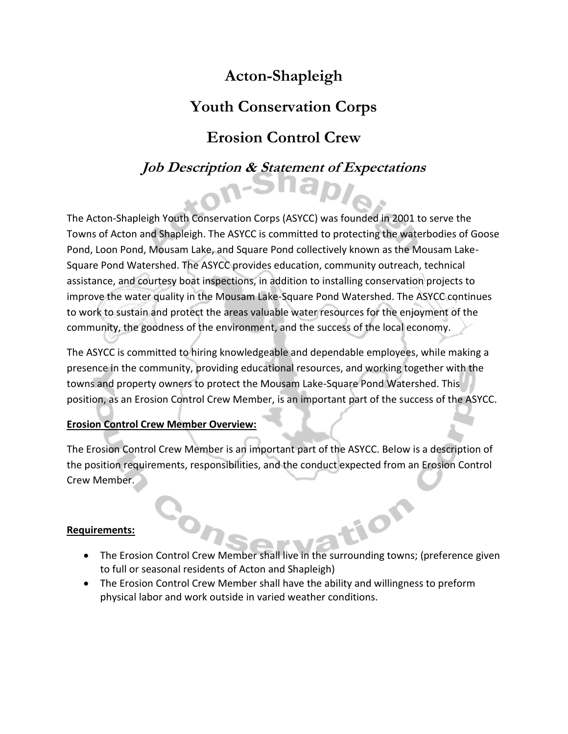# Acton-Shapleigh

# Youth Conservation Corps

# Erosion Control Crew

## *Job Description & Statement of Expectations*

The Acton-Shapleigh Youth Conservation Corps (ASYCC) was founded in 2001 to serve the Towns of Acton and Shapleigh. The ASYCC is committed to protecting the waterbodies of Goose Pond, Loon Pond, Mousam Lake, and Square Pond collectively known as the Mousam Lake-Square Pond Watershed. The ASYCC provides education, community outreach, technical assistance, and courtesy boat inspections, in addition to installing conservation projects to improve the water quality in the Mousam Lake-Square Pond Watershed. The ASYCC continues to work to sustain and protect the areas valuable water resources for the enjoyment of the community, the goodness of the environment, and the success of the local economy.

The ASYCC is committed to hiring knowledgeable and dependable employees, while making a presence in the community, providing educational resources, and working together with the towns and property owners to protect the Mousam Lake-Square Pond Watershed. This position, as an Erosion Control Crew Member, is an important part of the success of the ASYCC.

**Erosion Control Crew Member Overview:**

The Erosion Control Crew Member is an important part of the ASYCC. Below is a description of the position requirements, responsibilities, and the conduct expected from an Erosion Control Crew Member.

**Requirements:**

- The Erosion Control Crew Member shall live in the surrounding towns; (preference given to full or seasonal residents of Acton and Shapleigh)
- The Erosion Control Crew Member shall have the ability and willingness to preform physical labor and work outside in varied weather conditions.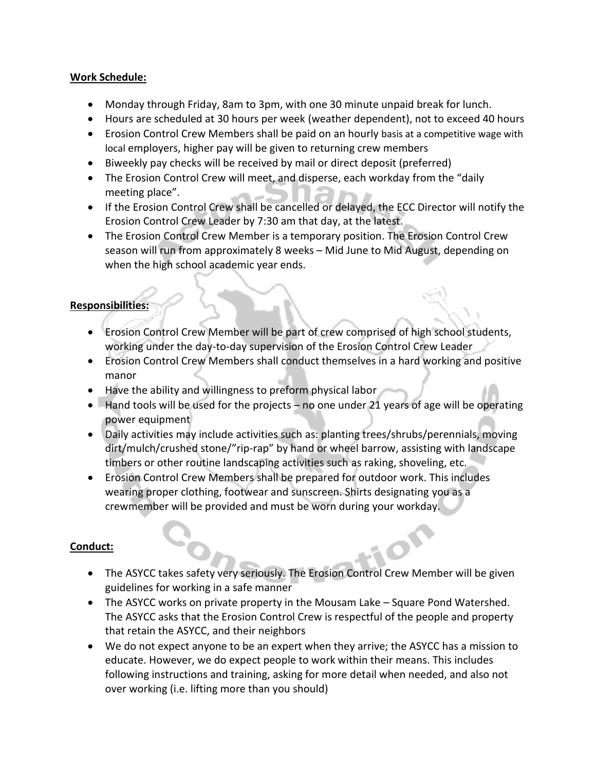**Work Schedule:**

- Monday through Friday, 8am to 3pm, with one 30 minute unpaid break for lunch.
- Hours are scheduled at 30 hours per week (weather dependent), not to exceed 40 hours
- Erosion Control Crew Members shall be paid on an hourly basis at a competitive wage with local employers, higher pay will be given to returning crew members
- Biweekly pay checks will be received by mail or direct deposit (preferred)
- The Erosion Control Crew will meet, and disperse, each workday from the "daily meeting place".
- If the Erosion Control Crew shall be cancelled or delayed, the ECC Director will notify the Erosion Control Crew Leader by 7:30 am that day, at the latest.
- The Erosion Control Crew Member is a temporary position. The Erosion Control Crew season will run from approximately 8 weeks – Mid June to Mid August, depending on when the high school academic year ends.

**Responsibilities:**

- Erosion Control Crew Member will be part of crew comprised of high school students, working under the day-to-day supervision of the Erosion Control Crew Leader
- Erosion Control Crew Members shall conduct themselves in a hard working and positive manor
- Have the ability and willingness to preform physical labor
- Hand tools will be used for the projects – no one under 21 years of age will be operating power equipment
- Daily activities may include activities such as: planting trees/shrubs/perennials, moving dirt/mulch/crushed stone/"rip-rap" by hand or wheel barrow, assisting with landscape timbers or other routine landscaping activities such as raking, shoveling, etc.
- Erosion Control Crew Members shall be prepared for outdoor work. This includes wearing proper clothing, footwear and sunscreen. Shirts designating you as a crewmember will be provided and must be worn during your workday.

**Conduct:**

- The ASYCC takes safety very seriously. The Erosion Control Crew Member will be given guidelines for working in a safe manner
- The ASYCC works on private property in the Mousam Lake – Square Pond Watershed. The ASYCC asks that the Erosion Control Crew is respectful of the people and property that retain the ASYCC, and their neighbors
- We do not expect anyone to be an expert when they arrive; the ASYCC has a mission to educate. However, we do expect people to work within their means. This includes following instructions and training, asking for more detail when needed, and also not over working (i.e. lifting more than you should)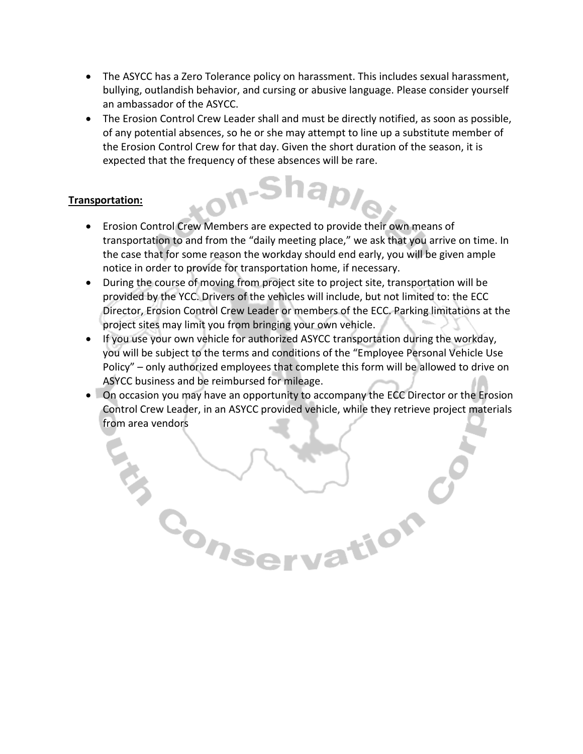- The ASYCC has a Zero Tolerance policy on harassment. This includes sexual harassment, bullying, outlandish behavior, and cursing or abusive language. Please consider yourself an ambassador of the ASYCC.
- The Erosion Control Crew Leader shall and must be directly notified, as soon as possible, of any potential absences, so he or she may attempt to line up a substitute member of the Erosion Control Crew for that day. Given the short duration of the season, it is expected that the frequency of these absences will be rare.

**Transportation:**

- Erosion Control Crew Members are expected to provide their own means of transportation to and from the "daily meeting place," we ask that you arrive on time. In the case that for some reason the workday should end early, you will be given ample notice in order to provide for transportation home, if necessary.
- During the course of moving from project site to project site, transportation will be provided by the YCC. Drivers of the vehicles will include, but not limited to: the ECC Director, Erosion Control Crew Leader or members of the ECC. Parking limitations at the project sites may limit you from bringing your own vehicle.
- If you use your own vehicle for authorized ASYCC transportation during the workday, you will be subject to the terms and conditions of the "Employee Personal Vehicle Use Policy" – only authorized employees that complete this form will be allowed to drive on ASYCC business and be reimbursed for mileage.
- On occasion you may have an opportunity to accompany the ECC Director or the Erosion Control Crew Leader, in an ASYCC provided vehicle, while they retrieve project materials from area vendors